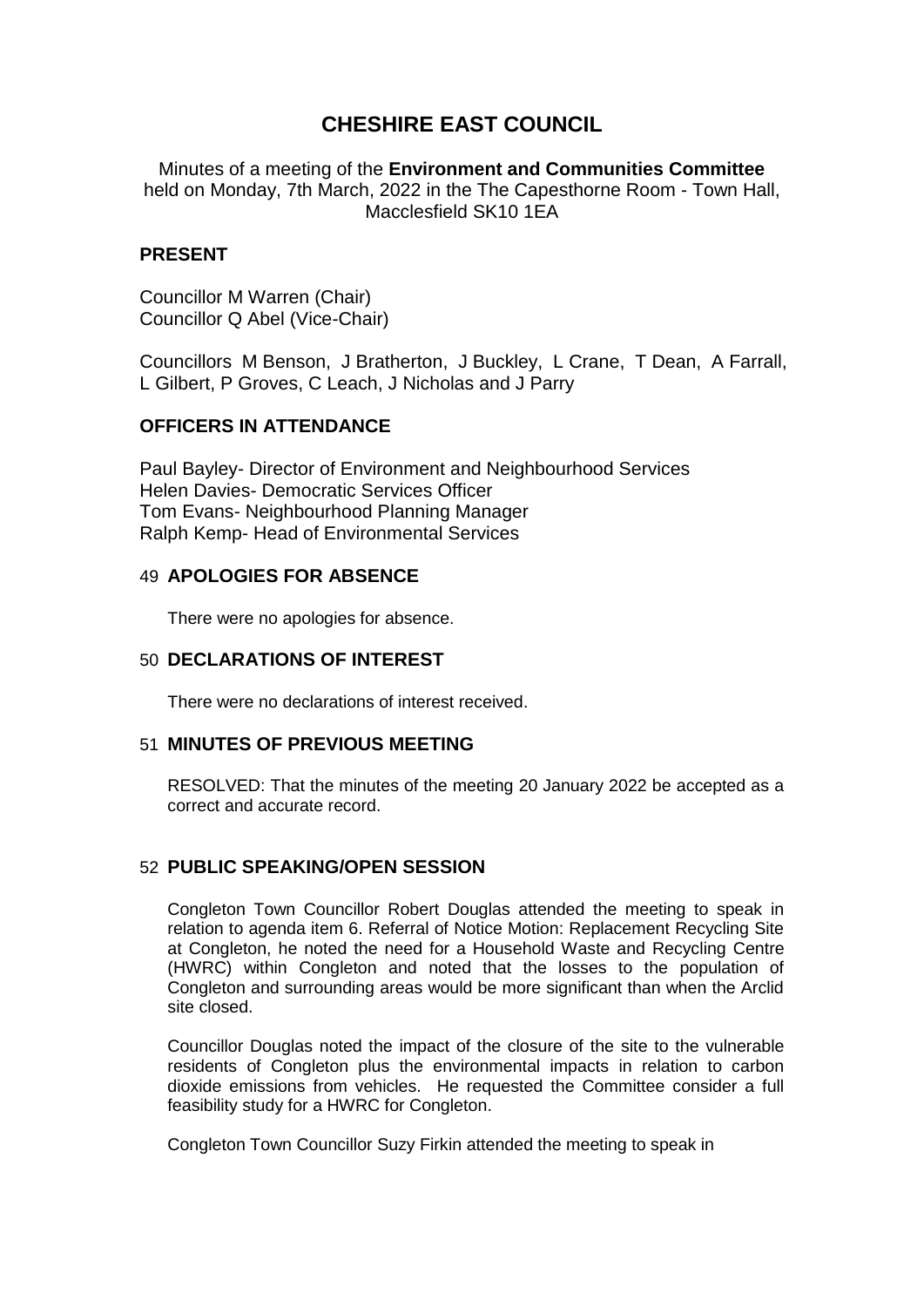# CHESHIRE EAST COUNCIL

Minutes of a meeting of the **Environment and Communities Committee** held on Monday, 7th March, 2022 in the The Capesthorne Room - Town Hall, Macclesfield SK10 1EA

## PRESENT

Councillor M Warren (Chair)
Councillor Q Abel (Vice-Chair)

Councillors M Benson, J Bratherton, J Buckley, L Crane, T Dean, A Farrall, L Gilbert, P Groves, C Leach, J Nicholas and J Parry

## OFFICERS IN ATTENDANCE

Paul Bayley- Director of Environment and Neighbourhood Services
Helen Davies- Democratic Services Officer
Tom Evans- Neighbourhood Planning Manager
Ralph Kemp- Head of Environmental Services

## 49 APOLOGIES FOR ABSENCE

There were no apologies for absence.

## 50 DECLARATIONS OF INTEREST

There were no declarations of interest received.

## 51 MINUTES OF PREVIOUS MEETING

RESOLVED: That the minutes of the meeting 20 January 2022 be accepted as a correct and accurate record.

## 52 PUBLIC SPEAKING/OPEN SESSION

Congleton Town Councillor Robert Douglas attended the meeting to speak in relation to agenda item 6. Referral of Notice Motion: Replacement Recycling Site at Congleton, he noted the need for a Household Waste and Recycling Centre (HWRC) within Congleton and noted that the losses to the population of Congleton and surrounding areas would be more significant than when the Arclid site closed.

Councillor Douglas noted the impact of the closure of the site to the vulnerable residents of Congleton plus the environmental impacts in relation to carbon dioxide emissions from vehicles. He requested the Committee consider a full feasibility study for a HWRC for Congleton.

Congleton Town Councillor Suzy Firkin attended the meeting to speak in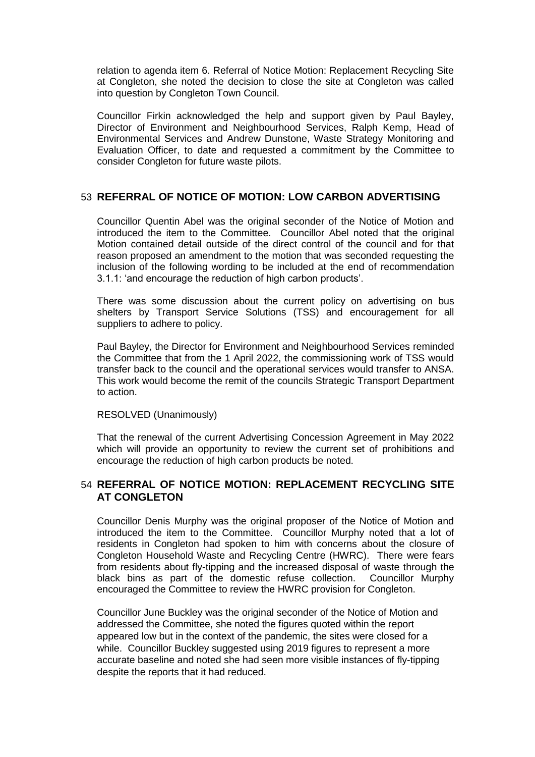relation to agenda item 6. Referral of Notice Motion: Replacement Recycling Site at Congleton, she noted the decision to close the site at Congleton was called into question by Congleton Town Council.

Councillor Firkin acknowledged the help and support given by Paul Bayley, Director of Environment and Neighbourhood Services, Ralph Kemp, Head of Environmental Services and Andrew Dunstone, Waste Strategy Monitoring and Evaluation Officer, to date and requested a commitment by the Committee to consider Congleton for future waste pilots.

## 53 REFERRAL OF NOTICE OF MOTION: LOW CARBON ADVERTISING

Councillor Quentin Abel was the original seconder of the Notice of Motion and introduced the item to the Committee. Councillor Abel noted that the original Motion contained detail outside of the direct control of the council and for that reason proposed an amendment to the motion that was seconded requesting the inclusion of the following wording to be included at the end of recommendation 3.1.1: 'and encourage the reduction of high carbon products'.

There was some discussion about the current policy on advertising on bus shelters by Transport Service Solutions (TSS) and encouragement for all suppliers to adhere to policy.

Paul Bayley, the Director for Environment and Neighbourhood Services reminded the Committee that from the 1 April 2022, the commissioning work of TSS would transfer back to the council and the operational services would transfer to ANSA. This work would become the remit of the councils Strategic Transport Department to action.

RESOLVED (Unanimously)

That the renewal of the current Advertising Concession Agreement in May 2022 which will provide an opportunity to review the current set of prohibitions and encourage the reduction of high carbon products be noted.

## 54 REFERRAL OF NOTICE MOTION: REPLACEMENT RECYCLING SITE AT CONGLETON

Councillor Denis Murphy was the original proposer of the Notice of Motion and introduced the item to the Committee. Councillor Murphy noted that a lot of residents in Congleton had spoken to him with concerns about the closure of Congleton Household Waste and Recycling Centre (HWRC). There were fears from residents about fly-tipping and the increased disposal of waste through the black bins as part of the domestic refuse collection. Councillor Murphy encouraged the Committee to review the HWRC provision for Congleton.

Councillor June Buckley was the original seconder of the Notice of Motion and addressed the Committee, she noted the figures quoted within the report appeared low but in the context of the pandemic, the sites were closed for a while. Councillor Buckley suggested using 2019 figures to represent a more accurate baseline and noted she had seen more visible instances of fly-tipping despite the reports that it had reduced.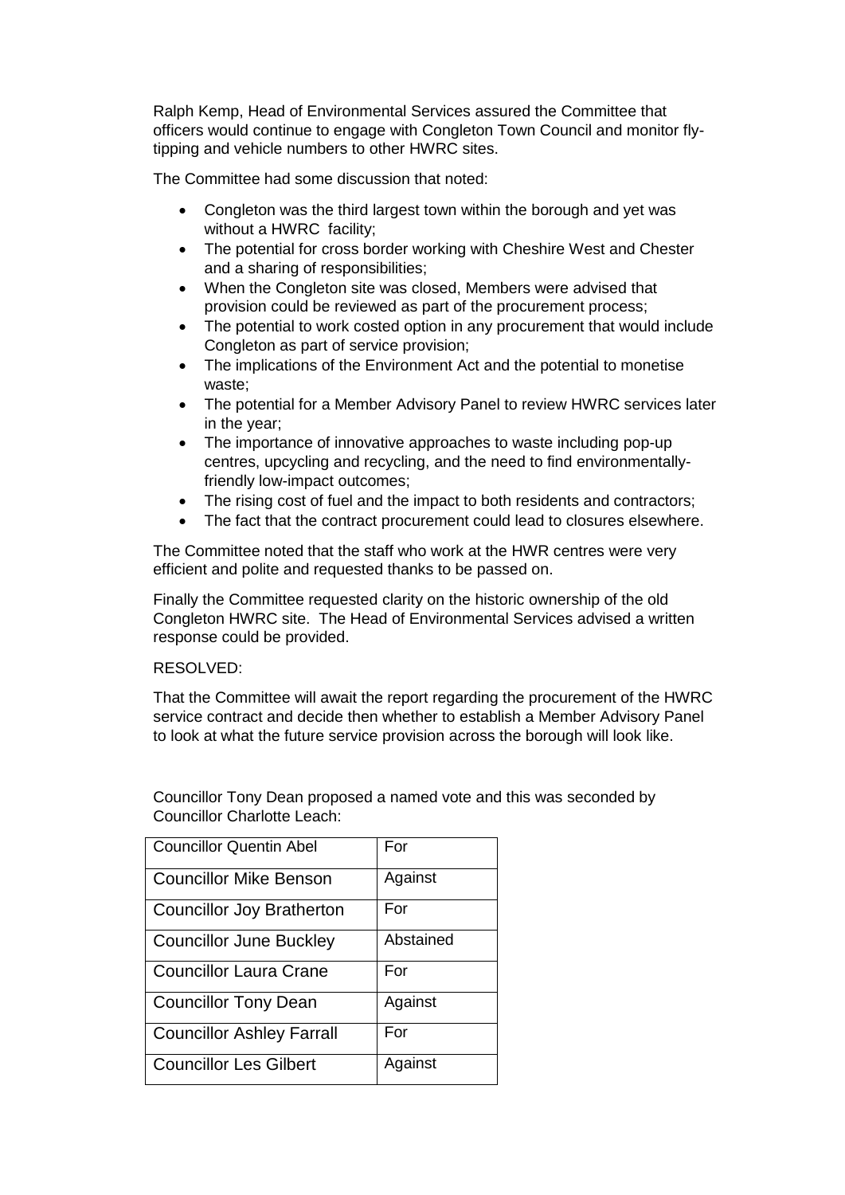Ralph Kemp, Head of Environmental Services assured the Committee that officers would continue to engage with Congleton Town Council and monitor fly-tipping and vehicle numbers to other HWRC sites.

The Committee had some discussion that noted:

- Congleton was the third largest town within the borough and yet was without a HWRC facility;
- The potential for cross border working with Cheshire West and Chester and a sharing of responsibilities;
- When the Congleton site was closed, Members were advised that provision could be reviewed as part of the procurement process;
- The potential to work costed option in any procurement that would include Congleton as part of service provision;
- The implications of the Environment Act and the potential to monetise waste;
- The potential for a Member Advisory Panel to review HWRC services later in the year;
- The importance of innovative approaches to waste including pop-up centres, upcycling and recycling, and the need to find environmentally-friendly low-impact outcomes;
- The rising cost of fuel and the impact to both residents and contractors;
- The fact that the contract procurement could lead to closures elsewhere.

The Committee noted that the staff who work at the HWR centres were very efficient and polite and requested thanks to be passed on.

Finally the Committee requested clarity on the historic ownership of the old Congleton HWRC site. The Head of Environmental Services advised a written response could be provided.

RESOLVED:

That the Committee will await the report regarding the procurement of the HWRC service contract and decide then whether to establish a Member Advisory Panel to look at what the future service provision across the borough will look like.

Councillor Tony Dean proposed a named vote and this was seconded by Councillor Charlotte Leach:

| | |
|---|---|
| Councillor Quentin Abel | For |
| Councillor Mike Benson | Against |
| Councillor Joy Bratherton | For |
| Councillor June Buckley | Abstained |
| Councillor Laura Crane | For |
| Councillor Tony Dean | Against |
| Councillor Ashley Farrall | For |
| Councillor Les Gilbert | Against |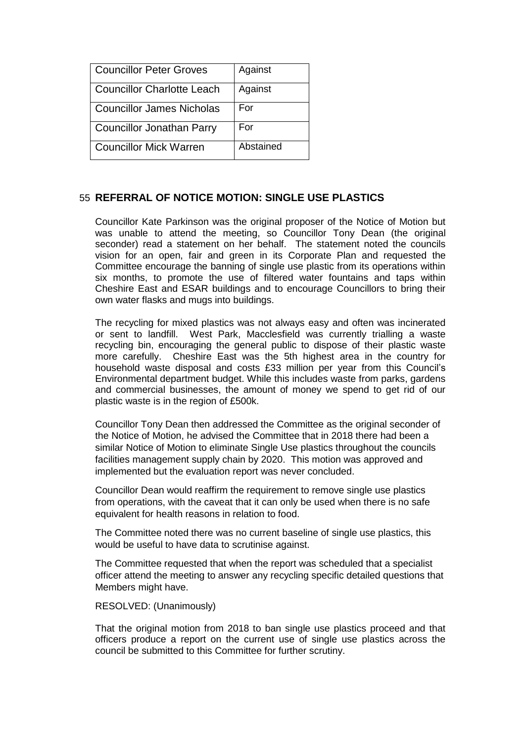| Councillor Peter Groves | Against |
|---|---|
| Councillor Charlotte Leach | Against |
| Councillor James Nicholas | For |
| Councillor Jonathan Parry | For |
| Councillor Mick Warren | Abstained |

## 55 REFERRAL OF NOTICE MOTION: SINGLE USE PLASTICS

Councillor Kate Parkinson was the original proposer of the Notice of Motion but was unable to attend the meeting, so Councillor Tony Dean (the original seconder) read a statement on her behalf. The statement noted the councils vision for an open, fair and green in its Corporate Plan and requested the Committee encourage the banning of single use plastic from its operations within six months, to promote the use of filtered water fountains and taps within Cheshire East and ESAR buildings and to encourage Councillors to bring their own water flasks and mugs into buildings.

The recycling for mixed plastics was not always easy and often was incinerated or sent to landfill. West Park, Macclesfield was currently trialling a waste recycling bin, encouraging the general public to dispose of their plastic waste more carefully. Cheshire East was the 5th highest area in the country for household waste disposal and costs £33 million per year from this Council's Environmental department budget. While this includes waste from parks, gardens and commercial businesses, the amount of money we spend to get rid of our plastic waste is in the region of £500k.

Councillor Tony Dean then addressed the Committee as the original seconder of the Notice of Motion, he advised the Committee that in 2018 there had been a similar Notice of Motion to eliminate Single Use plastics throughout the councils facilities management supply chain by 2020. This motion was approved and implemented but the evaluation report was never concluded.

Councillor Dean would reaffirm the requirement to remove single use plastics from operations, with the caveat that it can only be used when there is no safe equivalent for health reasons in relation to food.

The Committee noted there was no current baseline of single use plastics, this would be useful to have data to scrutinise against.

The Committee requested that when the report was scheduled that a specialist officer attend the meeting to answer any recycling specific detailed questions that Members might have.

RESOLVED: (Unanimously)

That the original motion from 2018 to ban single use plastics proceed and that officers produce a report on the current use of single use plastics across the council be submitted to this Committee for further scrutiny.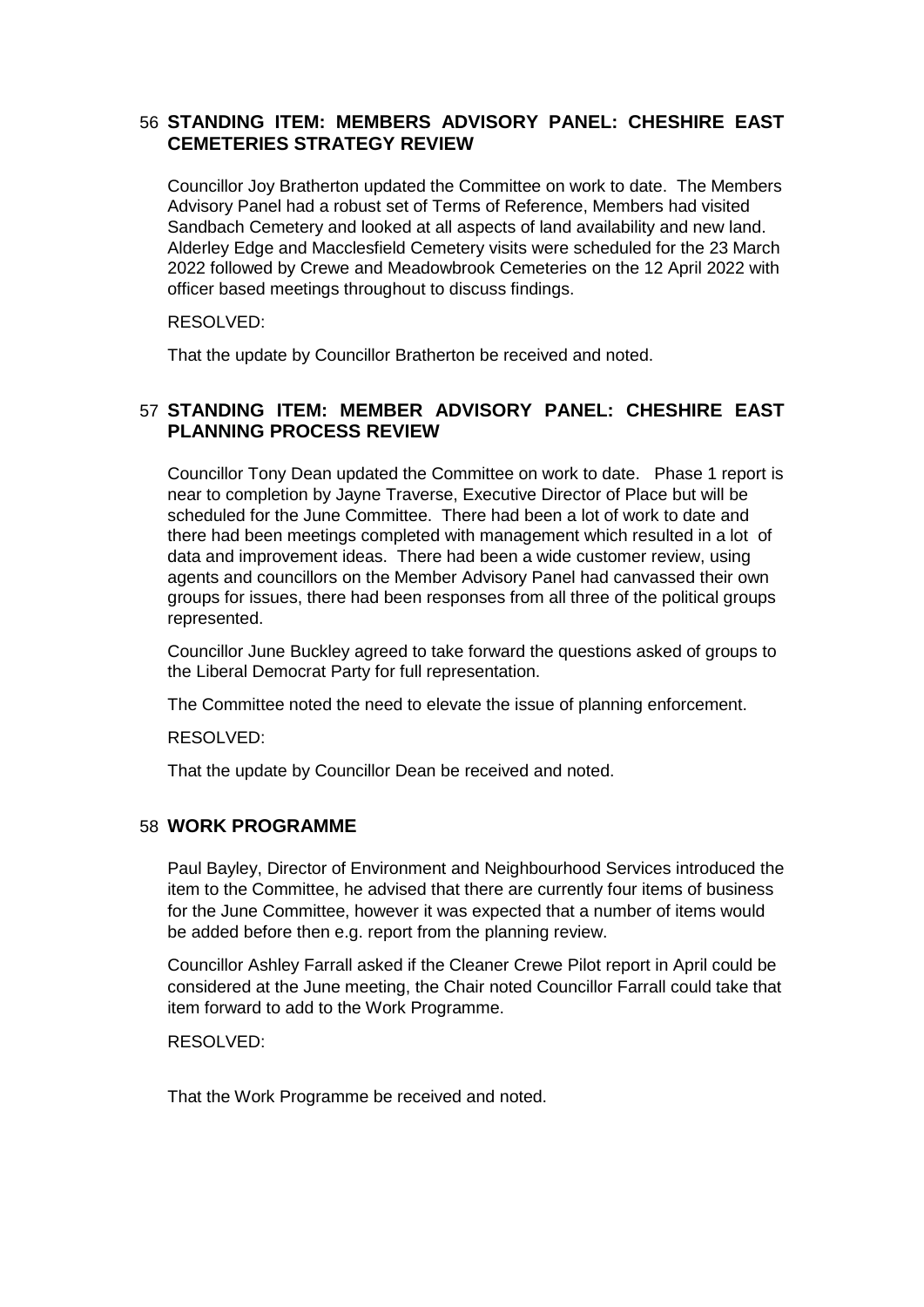## 56 STANDING ITEM: MEMBERS ADVISORY PANEL: CHESHIRE EAST CEMETERIES STRATEGY REVIEW

Councillor Joy Bratherton updated the Committee on work to date. The Members Advisory Panel had a robust set of Terms of Reference, Members had visited Sandbach Cemetery and looked at all aspects of land availability and new land. Alderley Edge and Macclesfield Cemetery visits were scheduled for the 23 March 2022 followed by Crewe and Meadowbrook Cemeteries on the 12 April 2022 with officer based meetings throughout to discuss findings.

RESOLVED:

That the update by Councillor Bratherton be received and noted.

## 57 STANDING ITEM: MEMBER ADVISORY PANEL: CHESHIRE EAST PLANNING PROCESS REVIEW

Councillor Tony Dean updated the Committee on work to date. Phase 1 report is near to completion by Jayne Traverse, Executive Director of Place but will be scheduled for the June Committee. There had been a lot of work to date and there had been meetings completed with management which resulted in a lot of data and improvement ideas. There had been a wide customer review, using agents and councillors on the Member Advisory Panel had canvassed their own groups for issues, there had been responses from all three of the political groups represented.

Councillor June Buckley agreed to take forward the questions asked of groups to the Liberal Democrat Party for full representation.

The Committee noted the need to elevate the issue of planning enforcement.

RESOLVED:

That the update by Councillor Dean be received and noted.

## 58 WORK PROGRAMME

Paul Bayley, Director of Environment and Neighbourhood Services introduced the item to the Committee, he advised that there are currently four items of business for the June Committee, however it was expected that a number of items would be added before then e.g. report from the planning review.

Councillor Ashley Farrall asked if the Cleaner Crewe Pilot report in April could be considered at the June meeting, the Chair noted Councillor Farrall could take that item forward to add to the Work Programme.

RESOLVED:

That the Work Programme be received and noted.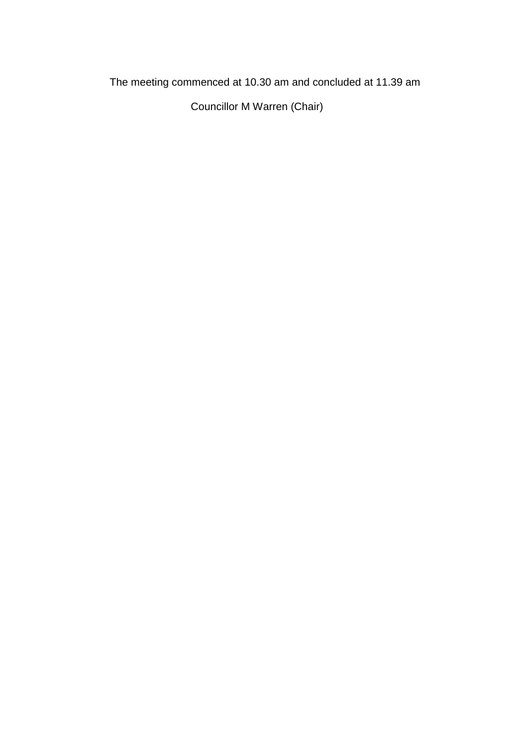The meeting commenced at 10.30 am and concluded at 11.39 am

Councillor M Warren (Chair)